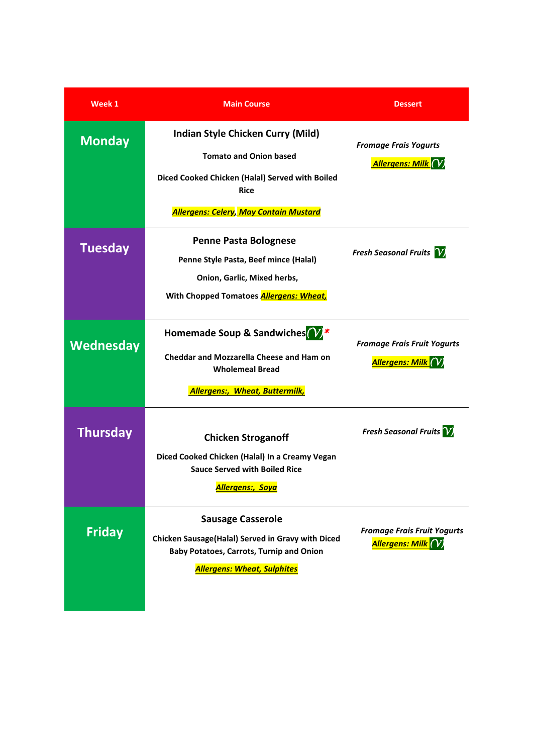| Week 1 | Main Course | Dessert |
|---|---|---|
| **Monday** | **Indian Style Chicken Curry (Mild)**<br>**Tomato and Onion based**<br>**Diced Cooked Chicken (Halal) Served with Boiled Rice**<br>***Allergens: Celery, May Contain Mustard*** | ***Fromage Frais Yogurts***<br>***Allergens: Milk*** (V) |
| **Tuesday** | **Penne Pasta Bolognese**<br>**Penne Style Pasta, Beef mince (Halal)**<br>**Onion, Garlic, Mixed herbs,**<br>**With Chopped Tomatoes** ***Allergens: Wheat,*** | ***Fresh Seasonal Fruits*** (V) |
| **Wednesday** | **Homemade Soup & Sandwiches** (V) *<br>**Cheddar and Mozzarella Cheese and Ham on Wholemeal Bread**<br>***Allergens:, Wheat, Buttermilk,*** | ***Fromage Frais Fruit Yogurts***<br>***Allergens: Milk*** (V) |
| **Thursday** | **Chicken Stroganoff**<br>**Diced Cooked Chicken (Halal) In a Creamy Vegan Sauce Served with Boiled Rice**<br>***Allergens:, Soya*** | ***Fresh Seasonal Fruits*** (V) |
| **Friday** | **Sausage Casserole**<br>**Chicken Sausage(Halal) Served in Gravy with Diced Baby Potatoes, Carrots, Turnip and Onion**<br>***Allergens: Wheat, Sulphites*** | ***Fromage Frais Fruit Yogurts***<br>***Allergens: Milk*** (V) |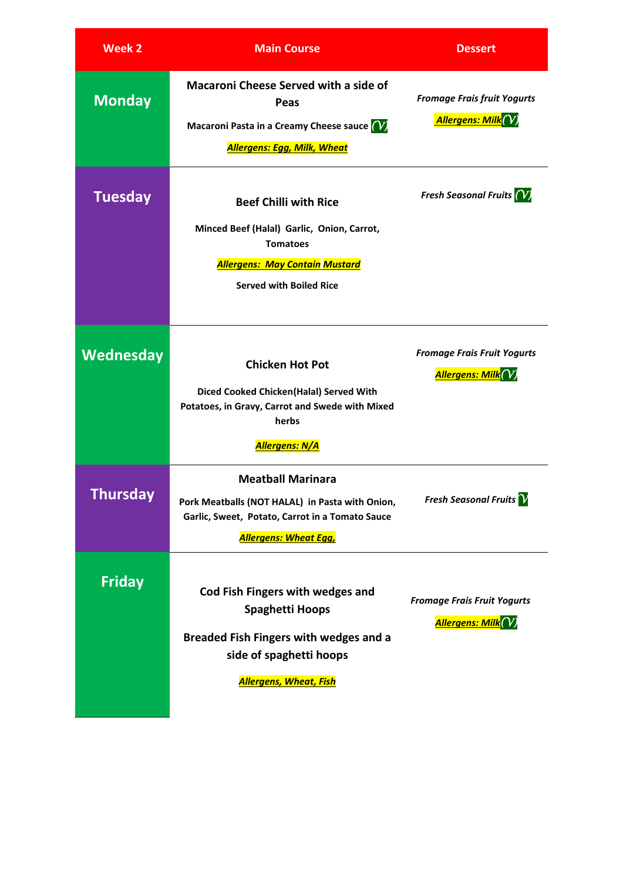| Week 2 | Main Course | Dessert |
|---|---|---|
| **Monday** | **Macaroni Cheese Served with a side of Peas**<br>**Macaroni Pasta in a Creamy Cheese sauce** (V)<br>***Allergens: Egg, Milk, Wheat*** | ***Fromage Frais fruit Yogurts***<br>***Allergens: Milk*** (V) |
| **Tuesday** | **Beef Chilli with Rice**<br>**Minced Beef (Halal) Garlic, Onion, Carrot, Tomatoes**<br>***Allergens: May Contain Mustard***<br>**Served with Boiled Rice** | ***Fresh Seasonal Fruits*** (V) |
| **Wednesday** | **Chicken Hot Pot**<br>**Diced Cooked Chicken(Halal) Served With Potatoes, in Gravy, Carrot and Swede with Mixed herbs**<br>***Allergens: N/A*** | ***Fromage Frais Fruit Yogurts***<br>***Allergens: Milk*** (V) |
| **Thursday** | **Meatball Marinara**<br>**Pork Meatballs (NOT HALAL) in Pasta with Onion, Garlic, Sweet, Potato, Carrot in a Tomato Sauce**<br>***Allergens: Wheat Egg,*** | ***Fresh Seasonal Fruits*** (V) |
| **Friday** | **Cod Fish Fingers with wedges and Spaghetti Hoops**<br>**Breaded Fish Fingers with wedges and a side of spaghetti hoops**<br>***Allergens, Wheat, Fish*** | ***Fromage Frais Fruit Yogurts***<br>***Allergens: Milk*** (V) |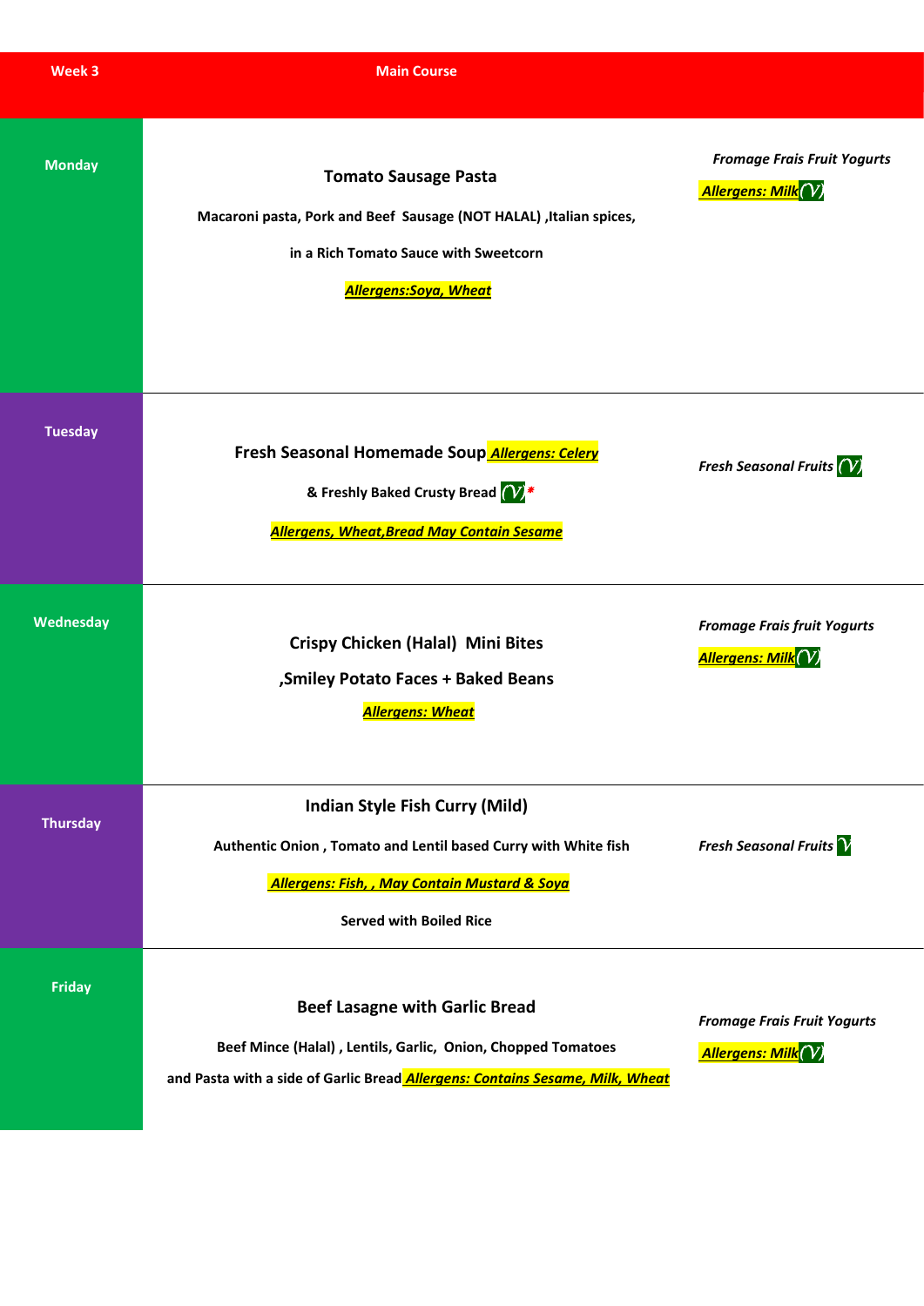| Week 3 | Main Course | |
|---|---|---|
| Monday | **Tomato Sausage Pasta**<br>Macaroni pasta, Pork and Beef Sausage (NOT HALAL) ,Italian spices, in a Rich Tomato Sauce with Sweetcorn<br>***Allergens:Soya, Wheat*** | ***Fromage Frais Fruit Yogurts***<br>***Allergens: Milk*** (V) |
| Tuesday | **Fresh Seasonal Homemade Soup** ***Allergens: Celery***<br>**& Freshly Baked Crusty Bread** (V)*<br>***Allergens, Wheat,Bread May Contain Sesame*** | ***Fresh Seasonal Fruits*** (V) |
| Wednesday | **Crispy Chicken (Halal) Mini Bites ,Smiley Potato Faces + Baked Beans**<br>***Allergens: Wheat*** | ***Fromage Frais fruit Yogurts***<br>***Allergens: Milk*** (V) |
| Thursday | **Indian Style Fish Curry (Mild)**<br>Authentic Onion , Tomato and Lentil based Curry with White fish<br>***Allergens: Fish, , May Contain Mustard & Soya***<br>Served with Boiled Rice | ***Fresh Seasonal Fruits*** (V) |
| Friday | **Beef Lasagne with Garlic Bread**<br>Beef Mince (Halal) , Lentils, Garlic, Onion, Chopped Tomatoes and Pasta with a side of Garlic Bread ***Allergens: Contains Sesame, Milk, Wheat*** | ***Fromage Frais Fruit Yogurts***<br>***Allergens: Milk*** (V) |